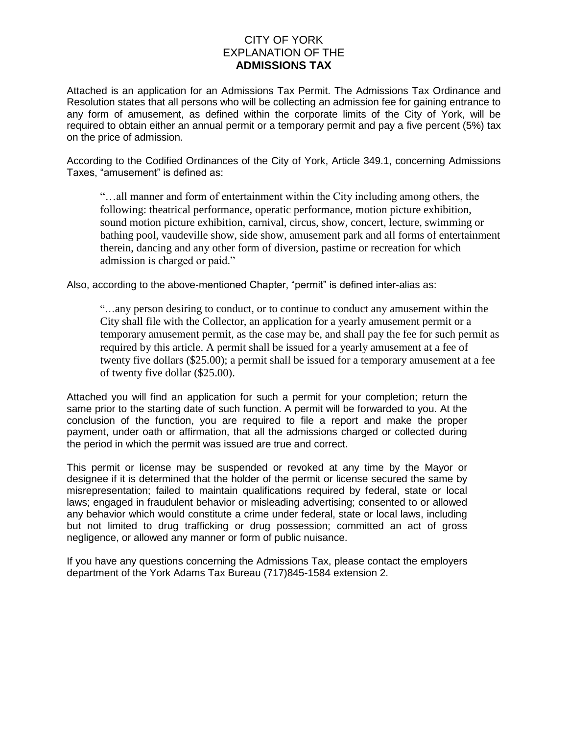# CITY OF YORK
# EXPLANATION OF THE
# **ADMISSIONS TAX**

Attached is an application for an Admissions Tax Permit. The Admissions Tax Ordinance and Resolution states that all persons who will be collecting an admission fee for gaining entrance to any form of amusement, as defined within the corporate limits of the City of York, will be required to obtain either an annual permit or a temporary permit and pay a five percent (5%) tax on the price of admission.

According to the Codified Ordinances of the City of York, Article 349.1, concerning Admissions Taxes, "amusement" is defined as:

> "…all manner and form of entertainment within the City including among others, the following: theatrical performance, operatic performance, motion picture exhibition, sound motion picture exhibition, carnival, circus, show, concert, lecture, swimming or bathing pool, vaudeville show, side show, amusement park and all forms of entertainment therein, dancing and any other form of diversion, pastime or recreation for which admission is charged or paid."

Also, according to the above-mentioned Chapter, "permit" is defined inter-alias as:

> "…any person desiring to conduct, or to continue to conduct any amusement within the City shall file with the Collector, an application for a yearly amusement permit or a temporary amusement permit, as the case may be, and shall pay the fee for such permit as required by this article. A permit shall be issued for a yearly amusement at a fee of twenty five dollars ($25.00); a permit shall be issued for a temporary amusement at a fee of twenty five dollar ($25.00).

Attached you will find an application for such a permit for your completion; return the same prior to the starting date of such function. A permit will be forwarded to you. At the conclusion of the function, you are required to file a report and make the proper payment, under oath or affirmation, that all the admissions charged or collected during the period in which the permit was issued are true and correct.

This permit or license may be suspended or revoked at any time by the Mayor or designee if it is determined that the holder of the permit or license secured the same by misrepresentation; failed to maintain qualifications required by federal, state or local laws; engaged in fraudulent behavior or misleading advertising; consented to or allowed any behavior which would constitute a crime under federal, state or local laws, including but not limited to drug trafficking or drug possession; committed an act of gross negligence, or allowed any manner or form of public nuisance.

If you have any questions concerning the Admissions Tax, please contact the employers department of the York Adams Tax Bureau (717)845-1584 extension 2.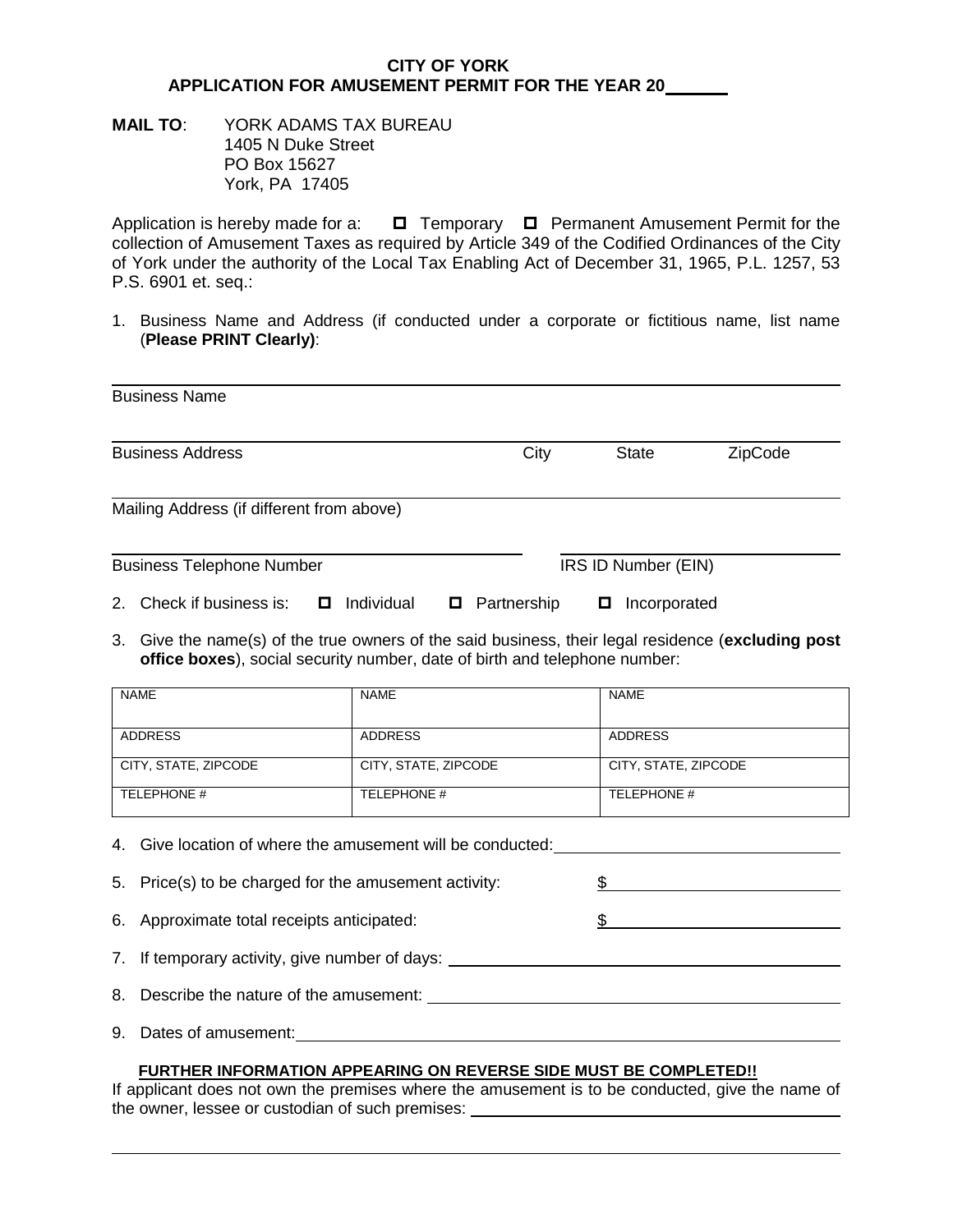**CITY OF YORK**
**APPLICATION FOR AMUSEMENT PERMIT FOR THE YEAR 20______**

**MAIL TO**: YORK ADAMS TAX BUREAU
1405 N Duke Street
PO Box 15627
York, PA 17405

Application is hereby made for a: ☐ Temporary ☐ Permanent Amusement Permit for the collection of Amusement Taxes as required by Article 349 of the Codified Ordinances of the City of York under the authority of the Local Tax Enabling Act of December 31, 1965, P.L. 1257, 53 P.S. 6901 et. seq.:

1. Business Name and Address (if conducted under a corporate or fictitious name, list name (**Please PRINT Clearly)**:

_______________________________________________
Business Name

_______________________________________________
Business Address City State ZipCode

_______________________________________________
Mailing Address (if different from above)

_______________________________ _______________________
Business Telephone Number IRS ID Number (EIN)

2. Check if business is: ☐ Individual ☐ Partnership ☐ Incorporated

3. Give the name(s) of the true owners of the said business, their legal residence (**excluding post office boxes**), social security number, date of birth and telephone number:

| NAME | NAME | NAME |
|---|---|---|
| ADDRESS | ADDRESS | ADDRESS |
| CITY, STATE, ZIPCODE | CITY, STATE, ZIPCODE | CITY, STATE, ZIPCODE |
| TELEPHONE # | TELEPHONE # | TELEPHONE # |

4. Give location of where the amusement will be conducted: _______________________

5. Price(s) to be charged for the amusement activity: $_______________________

6. Approximate total receipts anticipated: $_______________________

7. If temporary activity, give number of days: _______________________

8. Describe the nature of the amusement: _______________________

9. Dates of amusement: _______________________

**FURTHER INFORMATION APPEARING ON REVERSE SIDE MUST BE COMPLETED!!**

If applicant does not own the premises where the amusement is to be conducted, give the name of the owner, lessee or custodian of such premises: _______________________

_______________________________________________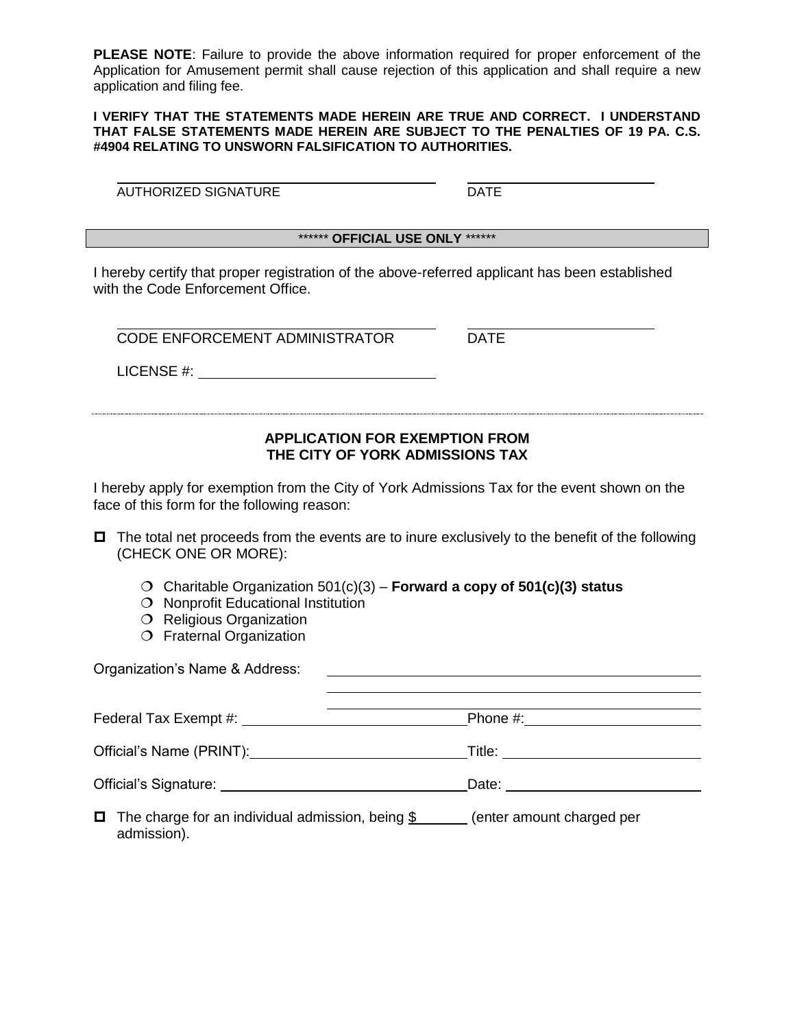**PLEASE NOTE**: Failure to provide the above information required for proper enforcement of the Application for Amusement permit shall cause rejection of this application and shall require a new application and filing fee.

**I VERIFY THAT THE STATEMENTS MADE HEREIN ARE TRUE AND CORRECT. I UNDERSTAND THAT FALSE STATEMENTS MADE HEREIN ARE SUBJECT TO THE PENALTIES OF 19 PA. C.S. #4904 RELATING TO UNSWORN FALSIFICATION TO AUTHORITIES.**

AUTHORIZED SIGNATURE ____________________ DATE ____________________

****** **OFFICIAL USE ONLY** ******

I hereby certify that proper registration of the above-referred applicant has been established with the Code Enforcement Office.

CODE ENFORCEMENT ADMINISTRATOR ____________________ DATE ____________________

LICENSE #: ____________________

---

**APPLICATION FOR EXEMPTION FROM THE CITY OF YORK ADMISSIONS TAX**

I hereby apply for exemption from the City of York Admissions Tax for the event shown on the face of this form for the following reason:

- ☐ The total net proceeds from the events are to inure exclusively to the benefit of the following (CHECK ONE OR MORE):
  - ○ Charitable Organization 501(c)(3) – **Forward a copy of 501(c)(3) status**
  - ○ Nonprofit Educational Institution
  - ○ Religious Organization
  - ○ Fraternal Organization

Organization's Name & Address: ____________________

Federal Tax Exempt #: ____________________ Phone #: ____________________

Official's Name (PRINT): ____________________ Title: ____________________

Official's Signature: ____________________ Date: ____________________

- ☐ The charge for an individual admission, being $______ (enter amount charged per admission).